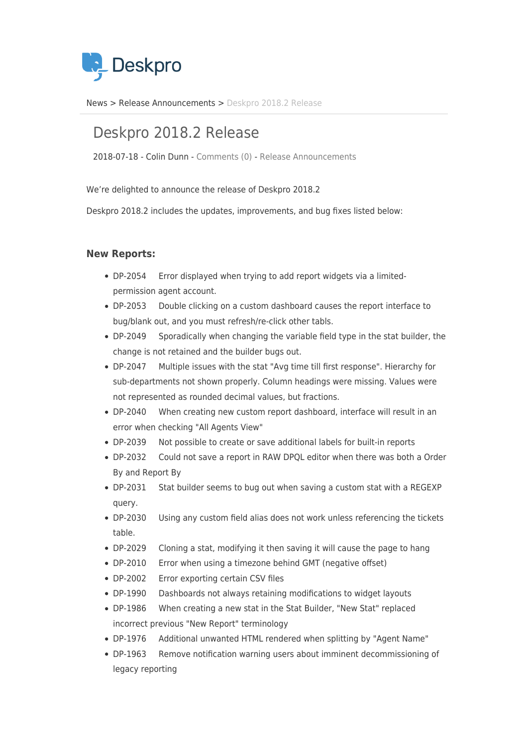Deskpro

News > Release Announcements > Deskpro 2018.2 Release

# Deskpro 2018.2 Release

2018-07-18 - Colin Dunn - Comments (0) - Release Announcements

We're delighted to announce the release of Deskpro 2018.2

Deskpro 2018.2 includes the updates, improvements, and bug fixes listed below:

### New Reports:

- DP-2054 Error displayed when trying to add report widgets via a limited-permission agent account.
- DP-2053 Double clicking on a custom dashboard causes the report interface to bug/blank out, and you must refresh/re-click other tabls.
- DP-2049 Sporadically when changing the variable field type in the stat builder, the change is not retained and the builder bugs out.
- DP-2047 Multiple issues with the stat "Avg time till first response". Hierarchy for sub-departments not shown properly. Column headings were missing. Values were not represented as rounded decimal values, but fractions.
- DP-2040 When creating new custom report dashboard, interface will result in an error when checking "All Agents View"
- DP-2039 Not possible to create or save additional labels for built-in reports
- DP-2032 Could not save a report in RAW DPQL editor when there was both a Order By and Report By
- DP-2031 Stat builder seems to bug out when saving a custom stat with a REGEXP query.
- DP-2030 Using any custom field alias does not work unless referencing the tickets table.
- DP-2029 Cloning a stat, modifying it then saving it will cause the page to hang
- DP-2010 Error when using a timezone behind GMT (negative offset)
- DP-2002 Error exporting certain CSV files
- DP-1990 Dashboards not always retaining modifications to widget layouts
- DP-1986 When creating a new stat in the Stat Builder, "New Stat" replaced incorrect previous "New Report" terminology
- DP-1976 Additional unwanted HTML rendered when splitting by "Agent Name"
- DP-1963 Remove notification warning users about imminent decommissioning of legacy reporting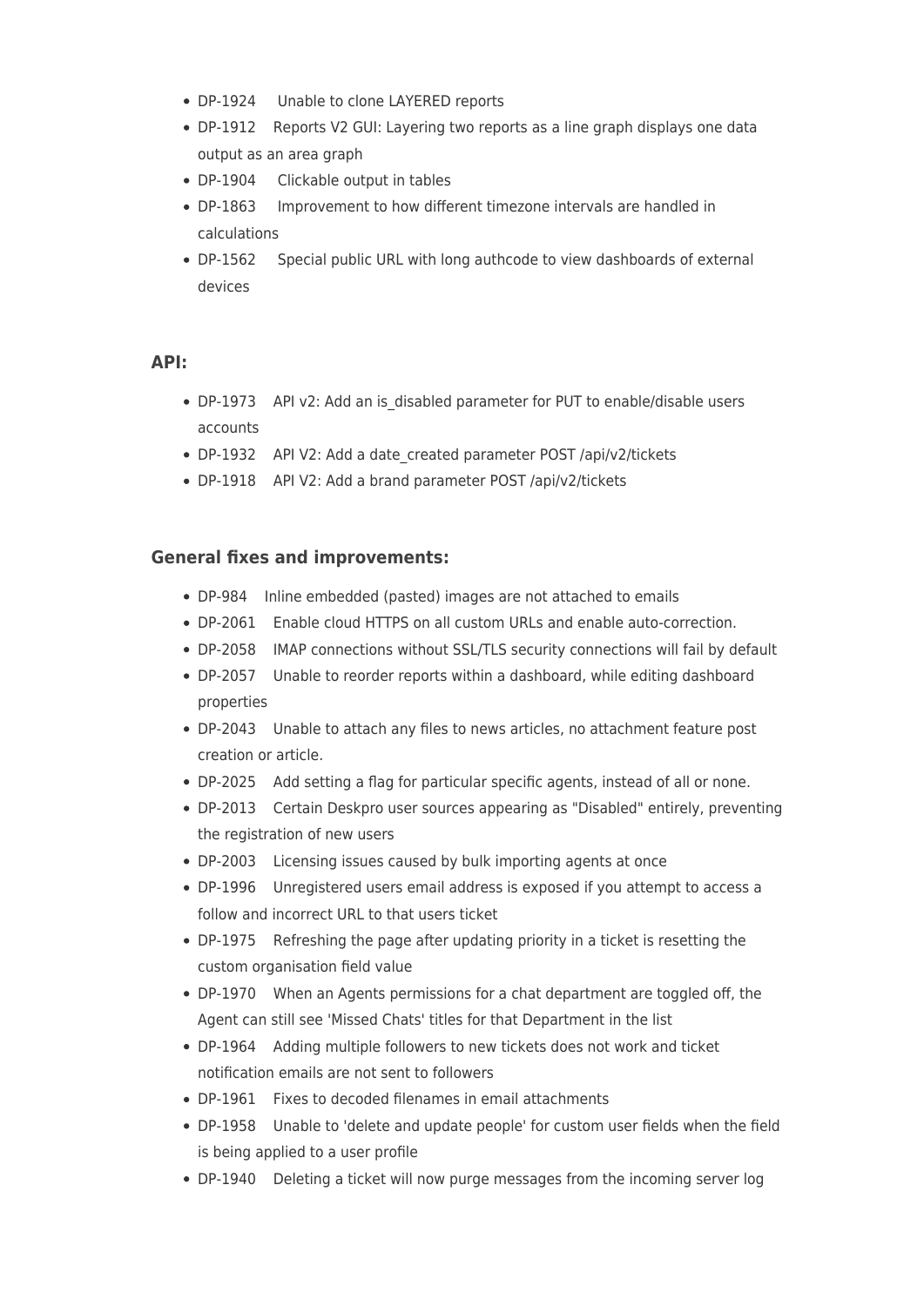- DP-1924 Unable to clone LAYERED reports
- DP-1912 Reports V2 GUI: Layering two reports as a line graph displays one data output as an area graph
- DP-1904 Clickable output in tables
- DP-1863 Improvement to how different timezone intervals are handled in calculations
- DP-1562 Special public URL with long authcode to view dashboards of external devices

### API:

- DP-1973 API v2: Add an is_disabled parameter for PUT to enable/disable users accounts
- DP-1932 API V2: Add a date_created parameter POST /api/v2/tickets
- DP-1918 API V2: Add a brand parameter POST /api/v2/tickets

### General fixes and improvements:

- DP-984 Inline embedded (pasted) images are not attached to emails
- DP-2061 Enable cloud HTTPS on all custom URLs and enable auto-correction.
- DP-2058 IMAP connections without SSL/TLS security connections will fail by default
- DP-2057 Unable to reorder reports within a dashboard, while editing dashboard properties
- DP-2043 Unable to attach any files to news articles, no attachment feature post creation or article.
- DP-2025 Add setting a flag for particular specific agents, instead of all or none.
- DP-2013 Certain Deskpro user sources appearing as "Disabled" entirely, preventing the registration of new users
- DP-2003 Licensing issues caused by bulk importing agents at once
- DP-1996 Unregistered users email address is exposed if you attempt to access a follow and incorrect URL to that users ticket
- DP-1975 Refreshing the page after updating priority in a ticket is resetting the custom organisation field value
- DP-1970 When an Agents permissions for a chat department are toggled off, the Agent can still see 'Missed Chats' titles for that Department in the list
- DP-1964 Adding multiple followers to new tickets does not work and ticket notification emails are not sent to followers
- DP-1961 Fixes to decoded filenames in email attachments
- DP-1958 Unable to 'delete and update people' for custom user fields when the field is being applied to a user profile
- DP-1940 Deleting a ticket will now purge messages from the incoming server log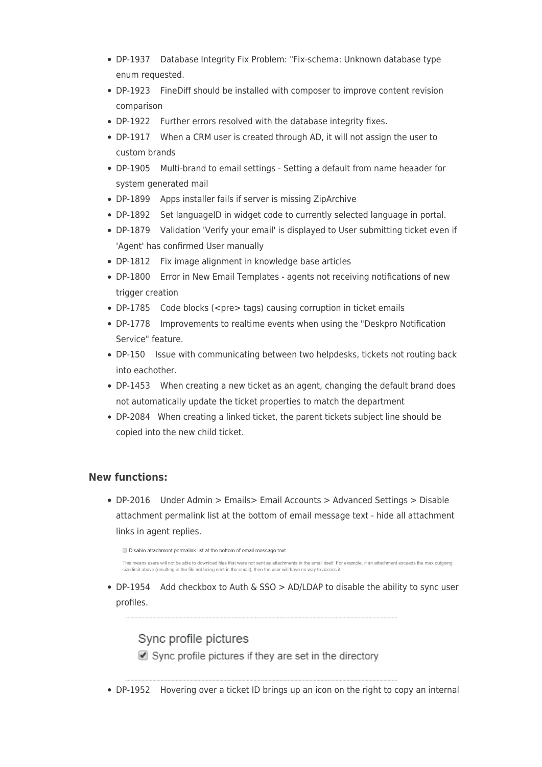- DP-1937 Database Integrity Fix Problem: "Fix-schema: Unknown database type enum requested.
- DP-1923 FineDiff should be installed with composer to improve content revision comparison
- DP-1922 Further errors resolved with the database integrity fixes.
- DP-1917 When a CRM user is created through AD, it will not assign the user to custom brands
- DP-1905 Multi-brand to email settings - Setting a default from name heaader for system generated mail
- DP-1899 Apps installer fails if server is missing ZipArchive
- DP-1892 Set languageID in widget code to currently selected language in portal.
- DP-1879 Validation 'Verify your email' is displayed to User submitting ticket even if 'Agent' has confirmed User manually
- DP-1812 Fix image alignment in knowledge base articles
- DP-1800 Error in New Email Templates - agents not receiving notifications of new trigger creation
- DP-1785 Code blocks (<pre> tags) causing corruption in ticket emails
- DP-1778 Improvements to realtime events when using the "Deskpro Notification Service" feature.
- DP-150 Issue with communicating between two helpdesks, tickets not routing back into eachother.
- DP-1453 When creating a new ticket as an agent, changing the default brand does not automatically update the ticket properties to match the department
- DP-2084 When creating a linked ticket, the parent tickets subject line should be copied into the new child ticket.

### New functions:

- DP-2016 Under Admin > Emails> Email Accounts > Advanced Settings > Disable attachment permalink list at the bottom of email message text - hide all attachment links in agent replies.

  ☐ Disable attachment permalink list at the bottom of email message text.

  This means users will not be able to download files that were not sent as attachments in the email itself. For example, if an attachment exceeds the max outgoing size limit above (resulting in the file not being sent in the email), then the user will have no way to access it.

- DP-1954 Add checkbox to Auth & SSO > AD/LDAP to disable the ability to sync user profiles.

  Sync profile pictures

  ☑ Sync profile pictures if they are set in the directory

- DP-1952 Hovering over a ticket ID brings up an icon on the right to copy an internal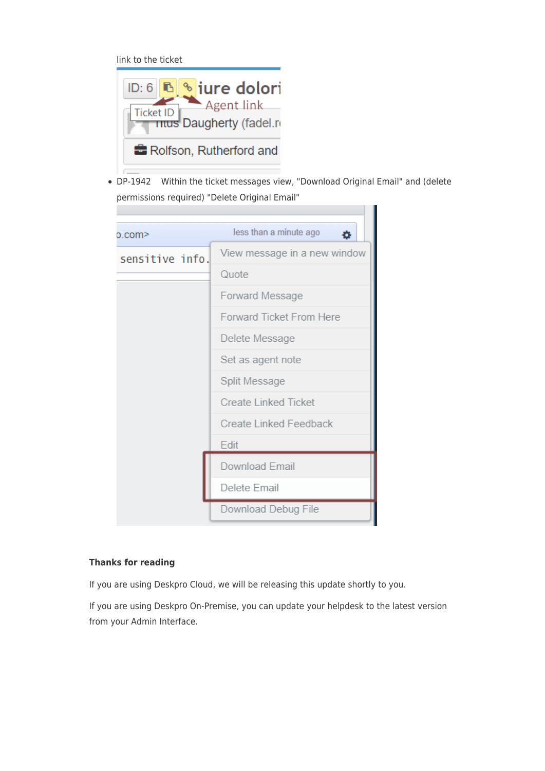link to the ticket

- DP-1942 Within the ticket messages view, "Download Original Email" and (delete permissions required) "Delete Original Email"

**Thanks for reading**

If you are using Deskpro Cloud, we will be releasing this update shortly to you.

If you are using Deskpro On-Premise, you can update your helpdesk to the latest version from your Admin Interface.